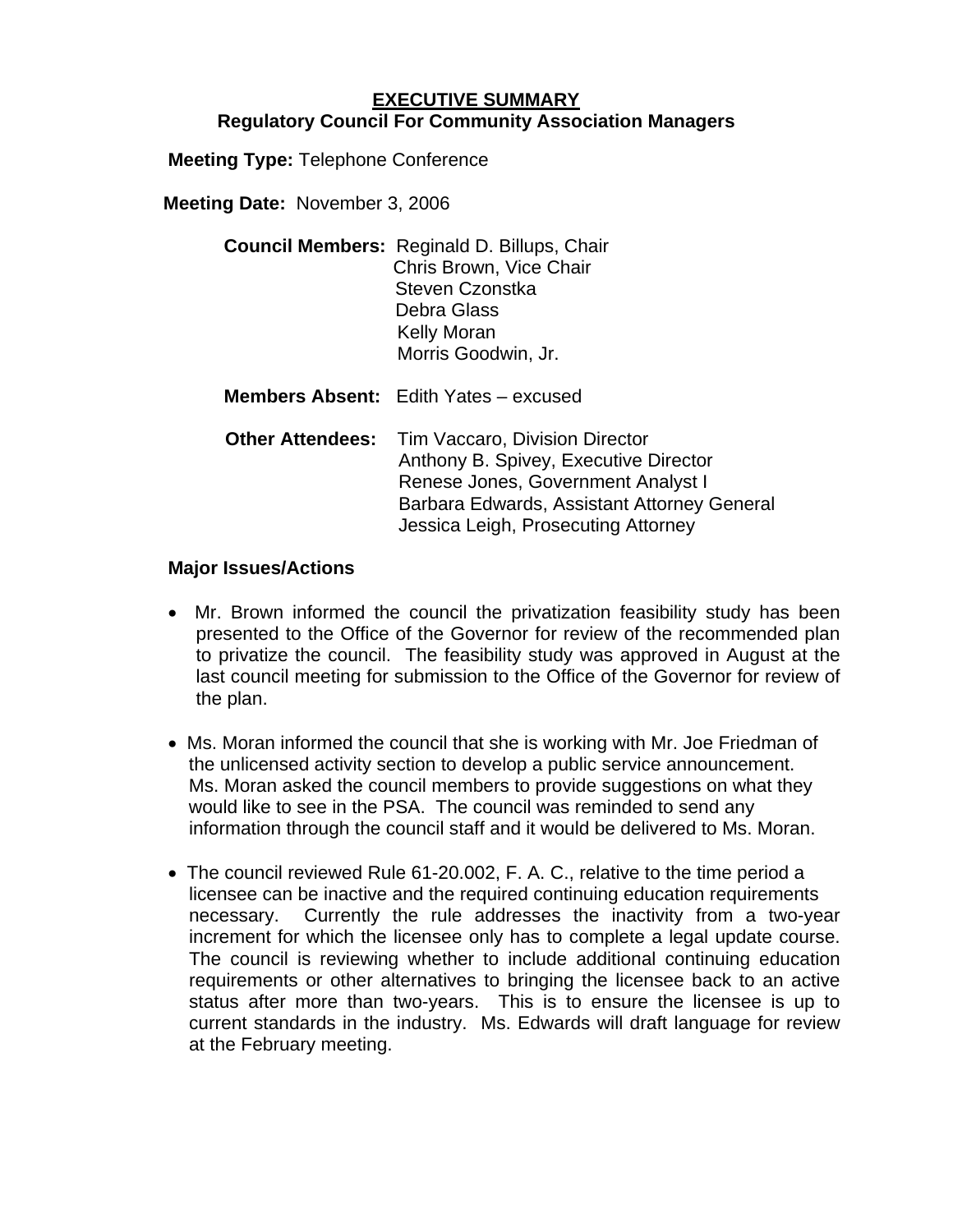# EXECUTIVE SUMMARY
## Regulatory Council For Community Association Managers

**Meeting Type:** Telephone Conference

**Meeting Date:** November 3, 2006

**Council Members:** Reginald D. Billups, Chair
Chris Brown, Vice Chair
Steven Czonstka
Debra Glass
Kelly Moran
Morris Goodwin, Jr.

**Members Absent:** Edith Yates – excused

**Other Attendees:** Tim Vaccaro, Division Director
Anthony B. Spivey, Executive Director
Renese Jones, Government Analyst I
Barbara Edwards, Assistant Attorney General
Jessica Leigh, Prosecuting Attorney

**Major Issues/Actions**

- Mr. Brown informed the council the privatization feasibility study has been presented to the Office of the Governor for review of the recommended plan to privatize the council. The feasibility study was approved in August at the last council meeting for submission to the Office of the Governor for review of the plan.

- Ms. Moran informed the council that she is working with Mr. Joe Friedman of the unlicensed activity section to develop a public service announcement. Ms. Moran asked the council members to provide suggestions on what they would like to see in the PSA. The council was reminded to send any information through the council staff and it would be delivered to Ms. Moran.

- The council reviewed Rule 61-20.002, F. A. C., relative to the time period a licensee can be inactive and the required continuing education requirements necessary. Currently the rule addresses the inactivity from a two-year increment for which the licensee only has to complete a legal update course. The council is reviewing whether to include additional continuing education requirements or other alternatives to bringing the licensee back to an active status after more than two-years. This is to ensure the licensee is up to current standards in the industry. Ms. Edwards will draft language for review at the February meeting.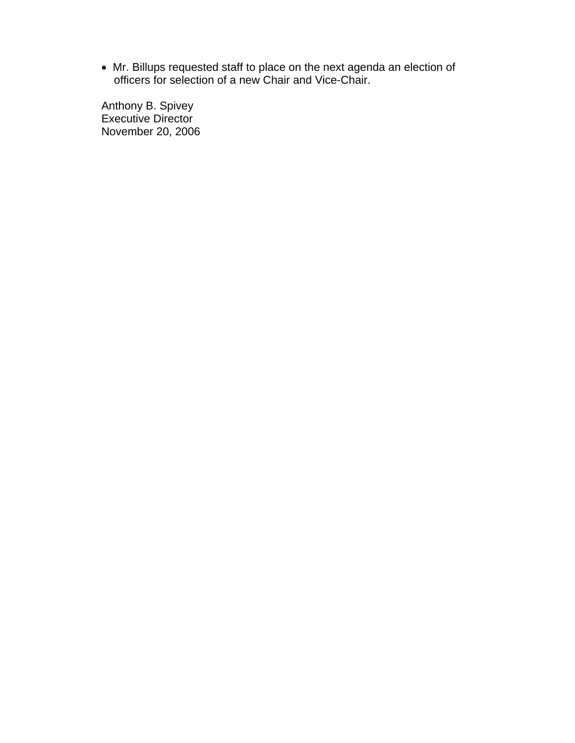- Mr. Billups requested staff to place on the next agenda an election of officers for selection of a new Chair and Vice-Chair.

Anthony B. Spivey
Executive Director
November 20, 2006